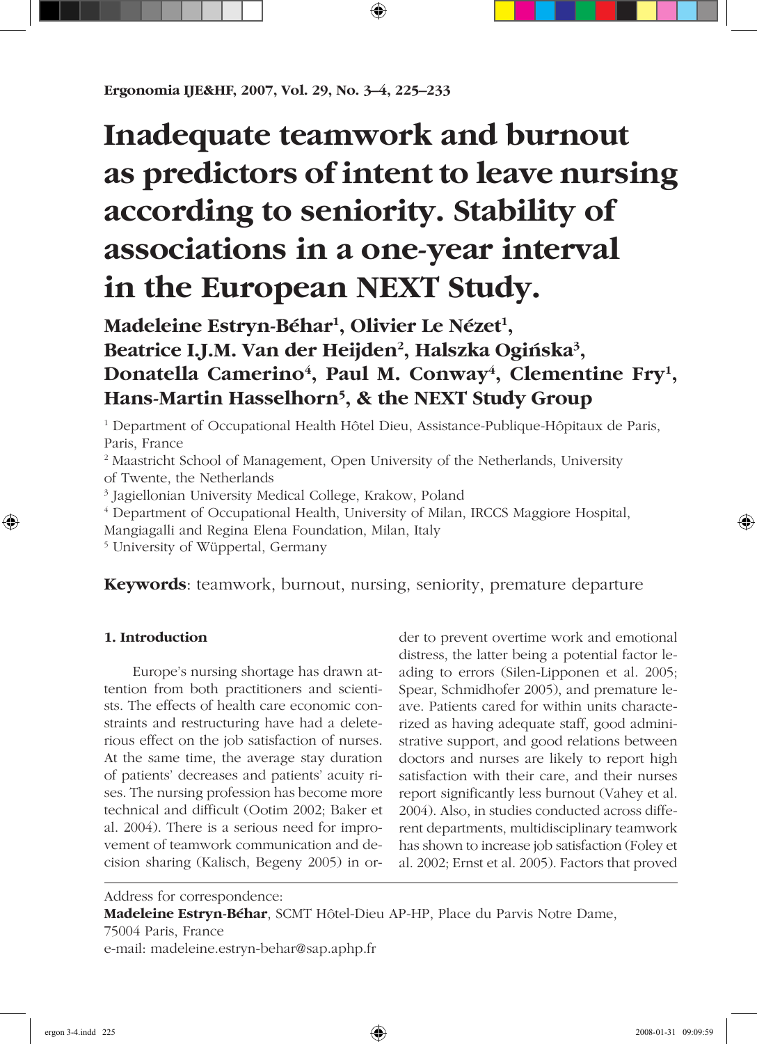# Inadequate teamwork and burnout as predictors of intent to leave nursing according to seniority. Stability of associations in a one-year interval in the European NEXT Study.

**Madeleine Estryn-Béhar[1], Olivier Le Nézet[1], Beatrice I.J.M. Van der Heijden[2], Halszka Ogińska[3], Donatella Camerino[4], Paul M. Conway[4], Clementine Fry[1], Hans-Martin Hasselhorn[5], & the NEXT Study Group**

[1] Department of Occupational Health Hôtel Dieu, Assistance-Publique-Hôpitaux de Paris, Paris, France
[2] Maastricht School of Management, Open University of the Netherlands, University of Twente, the Netherlands
[3] Jagiellonian University Medical College, Krakow, Poland
[4] Department of Occupational Health, University of Milan, IRCCS Maggiore Hospital, Mangiagalli and Regina Elena Foundation, Milan, Italy
[5] University of Wüppertal, Germany

**Keywords**: teamwork, burnout, nursing, seniority, premature departure

## 1. Introduction

Europe's nursing shortage has drawn attention from both practitioners and scientists. The effects of health care economic constraints and restructuring have had a deleterious effect on the job satisfaction of nurses. At the same time, the average stay duration of patients' decreases and patients' acuity rises. The nursing profession has become more technical and difficult (Ootim 2002; Baker et al. 2004). There is a serious need for improvement of teamwork communication and decision sharing (Kalisch, Begeny 2005) in order to prevent overtime work and emotional distress, the latter being a potential factor leading to errors (Silen-Lipponen et al. 2005; Spear, Schmidhofer 2005), and premature leave. Patients cared for within units characterized as having adequate staff, good administrative support, and good relations between doctors and nurses are likely to report high satisfaction with their care, and their nurses report significantly less burnout (Vahey et al. 2004). Also, in studies conducted across different departments, multidisciplinary teamwork has shown to increase job satisfaction (Foley et al. 2002; Ernst et al. 2005). Factors that proved

Address for correspondence:
**Madeleine Estryn-Béhar**, SCMT Hôtel-Dieu AP-HP, Place du Parvis Notre Dame, 75004 Paris, France
e-mail: madeleine.estryn-behar@sap.aphp.fr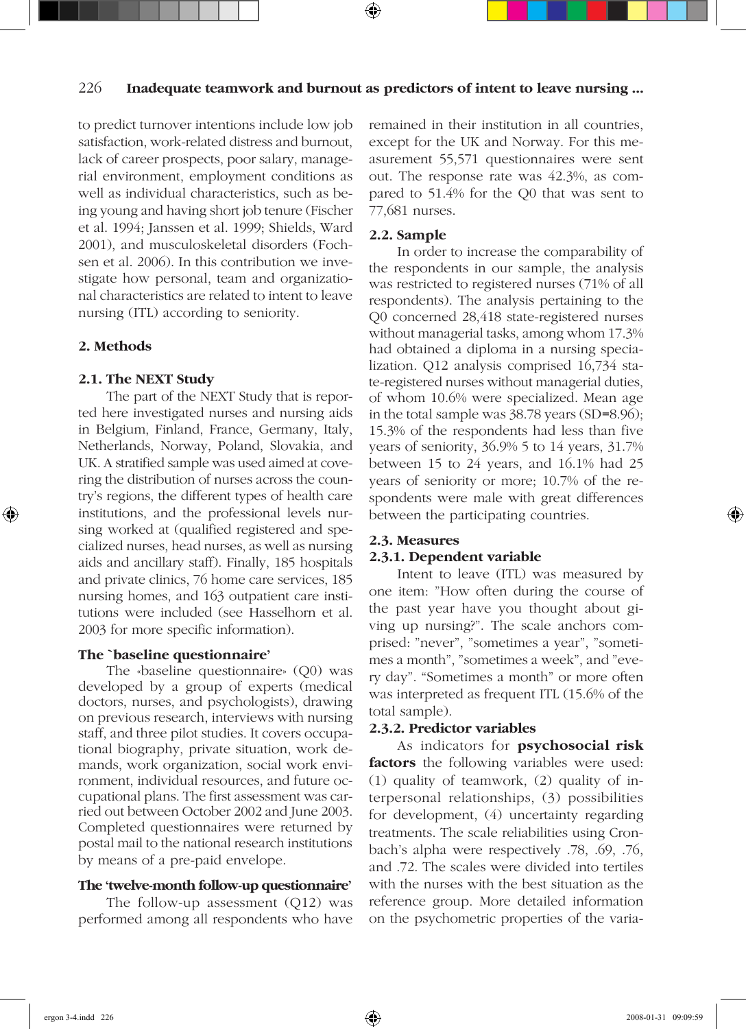to predict turnover intentions include low job satisfaction, work-related distress and burnout, lack of career prospects, poor salary, managerial environment, employment conditions as well as individual characteristics, such as being young and having short job tenure (Fischer et al. 1994; Janssen et al. 1999; Shields, Ward 2001), and musculoskeletal disorders (Fochsen et al. 2006). In this contribution we investigate how personal, team and organizational characteristics are related to intent to leave nursing (ITL) according to seniority.

## 2. Methods

### 2.1. The NEXT Study

The part of the NEXT Study that is reported here investigated nurses and nursing aids in Belgium, Finland, France, Germany, Italy, Netherlands, Norway, Poland, Slovakia, and UK. A stratified sample was used aimed at covering the distribution of nurses across the country's regions, the different types of health care institutions, and the professional levels nursing worked at (qualified registered and specialized nurses, head nurses, as well as nursing aids and ancillary staff). Finally, 185 hospitals and private clinics, 76 home care services, 185 nursing homes, and 163 outpatient care institutions were included (see Hasselhorn et al. 2003 for more specific information).

#### The `baseline questionnaire'

The «baseline questionnaire» (Q0) was developed by a group of experts (medical doctors, nurses, and psychologists), drawing on previous research, interviews with nursing staff, and three pilot studies. It covers occupational biography, private situation, work demands, work organization, social work environment, individual resources, and future occupational plans. The first assessment was carried out between October 2002 and June 2003. Completed questionnaires were returned by postal mail to the national research institutions by means of a pre-paid envelope.

#### The 'twelve-month follow-up questionnaire'

The follow-up assessment (Q12) was performed among all respondents who have remained in their institution in all countries, except for the UK and Norway. For this measurement 55,571 questionnaires were sent out. The response rate was 42.3%, as compared to 51.4% for the Q0 that was sent to 77,681 nurses.

### 2.2. Sample

In order to increase the comparability of the respondents in our sample, the analysis was restricted to registered nurses (71% of all respondents). The analysis pertaining to the Q0 concerned 28,418 state-registered nurses without managerial tasks, among whom 17.3% had obtained a diploma in a nursing specialization. Q12 analysis comprised 16,734 state-registered nurses without managerial duties, of whom 10.6% were specialized. Mean age in the total sample was 38.78 years (SD=8.96); 15.3% of the respondents had less than five years of seniority, 36.9% 5 to 14 years, 31.7% between 15 to 24 years, and 16.1% had 25 years of seniority or more; 10.7% of the respondents were male with great differences between the participating countries.

### 2.3. Measures

#### 2.3.1. Dependent variable

Intent to leave (ITL) was measured by one item: "How often during the course of the past year have you thought about giving up nursing?". The scale anchors comprised: "never", "sometimes a year", "sometimes a month", "sometimes a week", and "every day". "Sometimes a month" or more often was interpreted as frequent ITL (15.6% of the total sample).

#### 2.3.2. Predictor variables

As indicators for **psychosocial risk factors** the following variables were used: (1) quality of teamwork, (2) quality of interpersonal relationships, (3) possibilities for development, (4) uncertainty regarding treatments. The scale reliabilities using Cronbach's alpha were respectively .78, .69, .76, and .72. The scales were divided into tertiles with the nurses with the best situation as the reference group. More detailed information on the psychometric properties of the varia-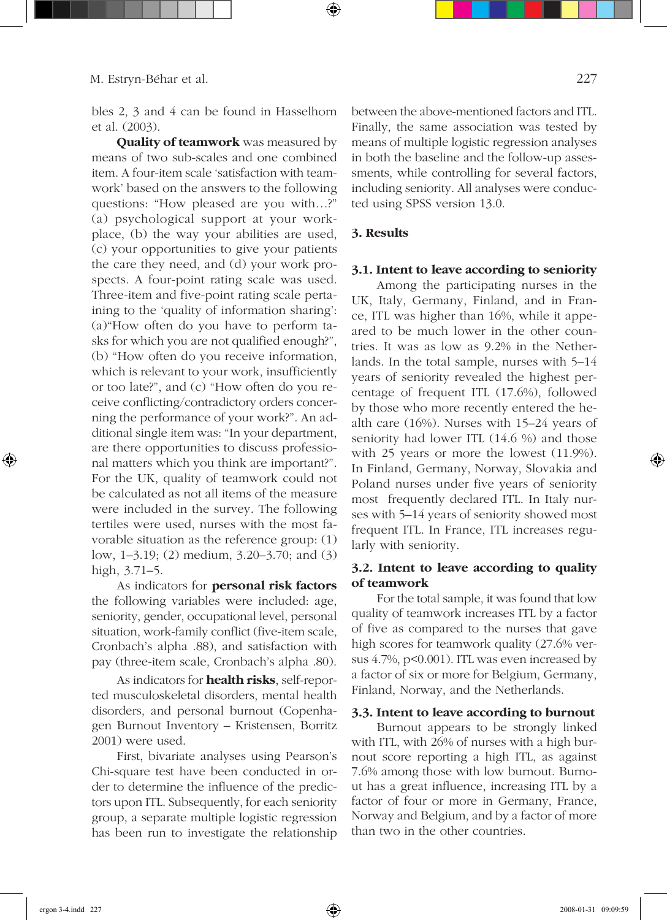bles 2, 3 and 4 can be found in Hasselhorn et al. (2003).

**Quality of teamwork** was measured by means of two sub-scales and one combined item. A four-item scale 'satisfaction with teamwork' based on the answers to the following questions: "How pleased are you with…?" (a) psychological support at your workplace, (b) the way your abilities are used, (c) your opportunities to give your patients the care they need, and (d) your work prospects. A four-point rating scale was used. Three-item and five-point rating scale pertaining to the 'quality of information sharing': (a)"How often do you have to perform tasks for which you are not qualified enough?", (b) "How often do you receive information, which is relevant to your work, insufficiently or too late?", and (c) "How often do you receive conflicting/contradictory orders concerning the performance of your work?". An additional single item was: "In your department, are there opportunities to discuss professional matters which you think are important?". For the UK, quality of teamwork could not be calculated as not all items of the measure were included in the survey. The following tertiles were used, nurses with the most favorable situation as the reference group: (1) low, 1–3.19; (2) medium, 3.20–3.70; and (3) high, 3.71–5.

As indicators for **personal risk factors** the following variables were included: age, seniority, gender, occupational level, personal situation, work-family conflict (five-item scale, Cronbach's alpha .88), and satisfaction with pay (three-item scale, Cronbach's alpha .80).

As indicators for **health risks**, self-reported musculoskeletal disorders, mental health disorders, and personal burnout (Copenhagen Burnout Inventory – Kristensen, Borritz 2001) were used.

First, bivariate analyses using Pearson's Chi-square test have been conducted in order to determine the influence of the predictors upon ITL. Subsequently, for each seniority group, a separate multiple logistic regression has been run to investigate the relationship between the above-mentioned factors and ITL. Finally, the same association was tested by means of multiple logistic regression analyses in both the baseline and the follow-up assessments, while controlling for several factors, including seniority. All analyses were conducted using SPSS version 13.0.

## 3. Results

### 3.1. Intent to leave according to seniority

Among the participating nurses in the UK, Italy, Germany, Finland, and in France, ITL was higher than 16%, while it appeared to be much lower in the other countries. It was as low as 9.2% in the Netherlands. In the total sample, nurses with 5–14 years of seniority revealed the highest percentage of frequent ITL (17.6%), followed by those who more recently entered the health care (16%). Nurses with 15–24 years of seniority had lower ITL (14.6 %) and those with 25 years or more the lowest (11.9%). In Finland, Germany, Norway, Slovakia and Poland nurses under five years of seniority most frequently declared ITL. In Italy nurses with 5–14 years of seniority showed most frequent ITL. In France, ITL increases regularly with seniority.

### 3.2. Intent to leave according to quality of teamwork

For the total sample, it was found that low quality of teamwork increases ITL by a factor of five as compared to the nurses that gave high scores for teamwork quality (27.6% versus 4.7%, $p<0.001$). ITL was even increased by a factor of six or more for Belgium, Germany, Finland, Norway, and the Netherlands.

### 3.3. Intent to leave according to burnout

Burnout appears to be strongly linked with ITL, with 26% of nurses with a high burnout score reporting a high ITL, as against 7.6% among those with low burnout. Burnout has a great influence, increasing ITL by a factor of four or more in Germany, France, Norway and Belgium, and by a factor of more than two in the other countries.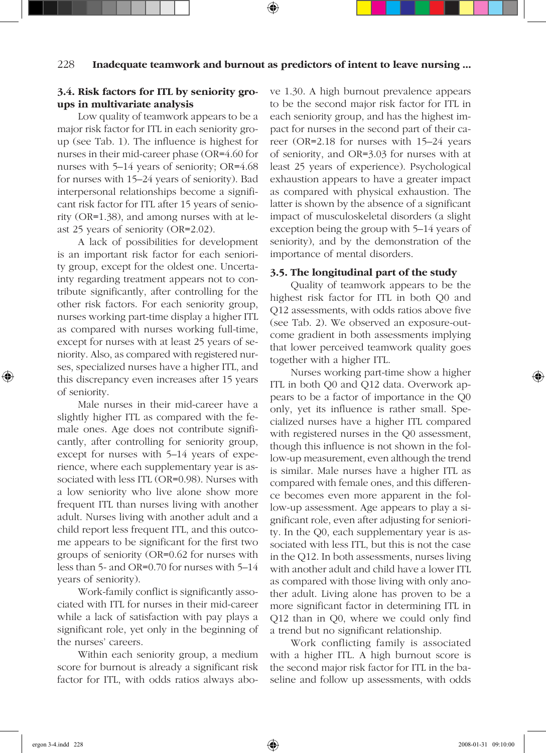### 3.4. Risk factors for ITL by seniority groups in multivariate analysis

Low quality of teamwork appears to be a major risk factor for ITL in each seniority group (see Tab. 1). The influence is highest for nurses in their mid-career phase (OR=4.60 for nurses with 5–14 years of seniority; OR=4.68 for nurses with 15–24 years of seniority). Bad interpersonal relationships become a significant risk factor for ITL after 15 years of seniority (OR=1.38), and among nurses with at least 25 years of seniority (OR=2.02).

A lack of possibilities for development is an important risk factor for each seniority group, except for the oldest one. Uncertainty regarding treatment appears not to contribute significantly, after controlling for the other risk factors. For each seniority group, nurses working part-time display a higher ITL as compared with nurses working full-time, except for nurses with at least 25 years of seniority. Also, as compared with registered nurses, specialized nurses have a higher ITL, and this discrepancy even increases after 15 years of seniority.

Male nurses in their mid-career have a slightly higher ITL as compared with the female ones. Age does not contribute significantly, after controlling for seniority group, except for nurses with 5–14 years of experience, where each supplementary year is associated with less ITL (OR=0.98). Nurses with a low seniority who live alone show more frequent ITL than nurses living with another adult. Nurses living with another adult and a child report less frequent ITL, and this outcome appears to be significant for the first two groups of seniority (OR=0.62 for nurses with less than 5- and OR=0.70 for nurses with 5–14 years of seniority).

Work-family conflict is significantly associated with ITL for nurses in their mid-career while a lack of satisfaction with pay plays a significant role, yet only in the beginning of the nurses' careers.

Within each seniority group, a medium score for burnout is already a significant risk factor for ITL, with odds ratios always above 1.30. A high burnout prevalence appears to be the second major risk factor for ITL in each seniority group, and has the highest impact for nurses in the second part of their career (OR=2.18 for nurses with 15–24 years of seniority, and OR=3.03 for nurses with at least 25 years of experience). Psychological exhaustion appears to have a greater impact as compared with physical exhaustion. The latter is shown by the absence of a significant impact of musculoskeletal disorders (a slight exception being the group with 5–14 years of seniority), and by the demonstration of the importance of mental disorders.

### 3.5. The longitudinal part of the study

Quality of teamwork appears to be the highest risk factor for ITL in both Q0 and Q12 assessments, with odds ratios above five (see Tab. 2). We observed an exposure-outcome gradient in both assessments implying that lower perceived teamwork quality goes together with a higher ITL.

Nurses working part-time show a higher ITL in both Q0 and Q12 data. Overwork appears to be a factor of importance in the Q0 only, yet its influence is rather small. Specialized nurses have a higher ITL compared with registered nurses in the Q0 assessment, though this influence is not shown in the follow-up measurement, even although the trend is similar. Male nurses have a higher ITL as compared with female ones, and this difference becomes even more apparent in the follow-up assessment. Age appears to play a significant role, even after adjusting for seniority. In the Q0, each supplementary year is associated with less ITL, but this is not the case in the Q12. In both assessments, nurses living with another adult and child have a lower ITL as compared with those living with only another adult. Living alone has proven to be a more significant factor in determining ITL in Q12 than in Q0, where we could only find a trend but no significant relationship.

Work conflicting family is associated with a higher ITL. A high burnout score is the second major risk factor for ITL in the baseline and follow up assessments, with odds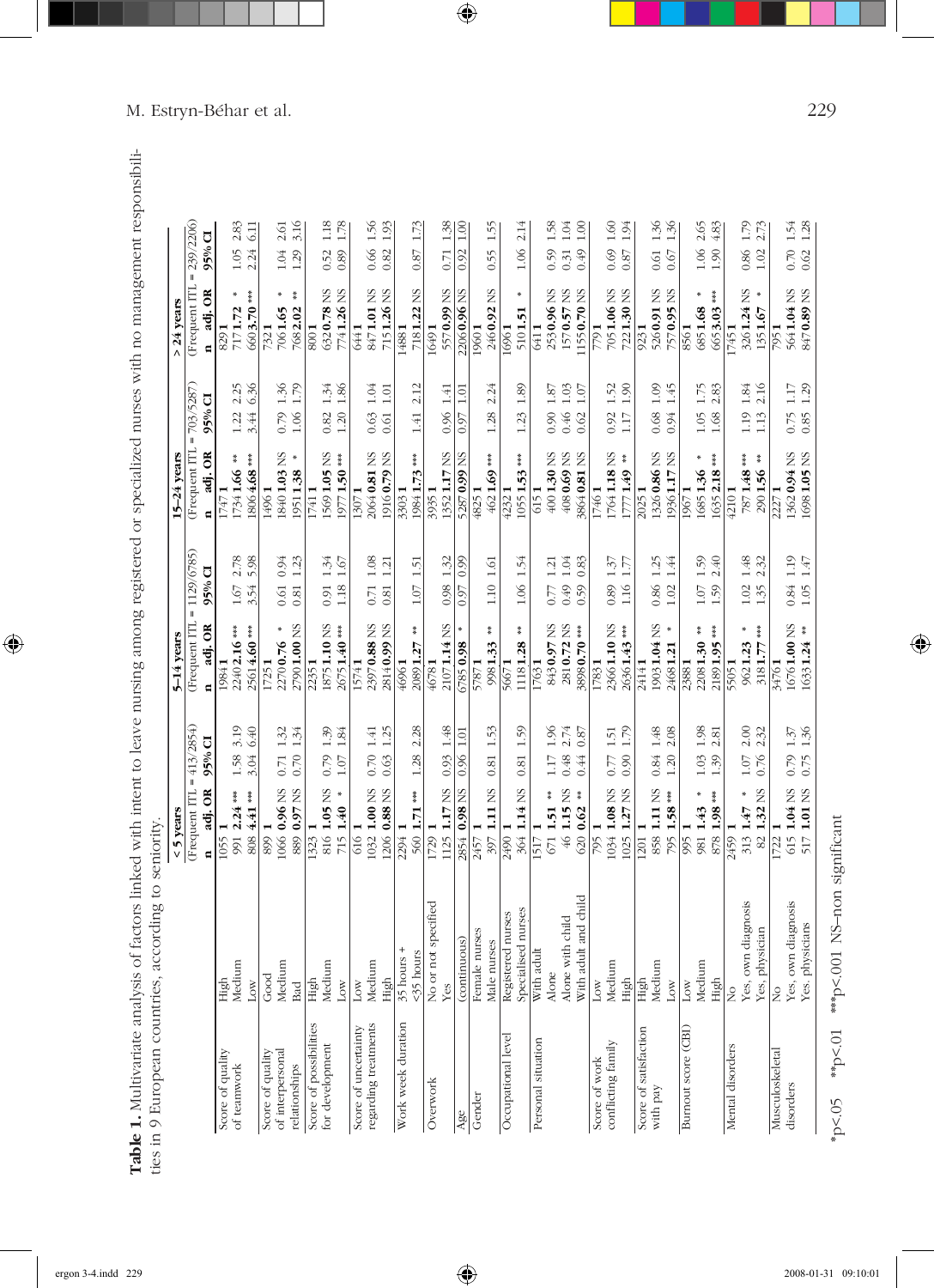**Table 1.** Multivariate analysis of factors linked with intent to leave nursing among registered or specialized nurses with no management responsibilities in 9 European countries, according to seniority.

| | | < 5 years | | | | 5–14 years | | | | 15–24 years | | | | > 24 years | | | |
|---|---|---|---|---|---|---|---|---|---|---|---|---|---|---|---|---|---|
| | | (Frequent ITL = 413/2854) | | | | (Frequent ITL = 1129/6785) | | | | (Frequent ITL = 703/5287) | | | | (Frequent ITL = 239/2206) | | | |
| | | n | adj. OR | 95% CI | | n | adj. OR | 95% CI | | n | adj. OR | 95% CI | | n | adj. OR | 95% CI | |
| Score of quality of teamwork | High | 1055 | **1** | | | 1984 | **1** | | | 1747 | **1** | | | 829 | **1** | | |
| | Medium | 991 | **2.24** *** | 1.58 | 3.19 | 2240 | **2.16** *** | 1.67 | 2.78 | 1734 | **1.66** ** | 1.22 | 2.25 | 717 | **1.72** * | 1.05 | 2.83 |
| | Low | 808 | **4.41** *** | 3.04 | 6.40 | 2561 | **4.60** *** | 3.54 | 5.98 | 1806 | **4.68** *** | 3.44 | 6.36 | 660 | **3.70** *** | 2.24 | 6.11 |
| Score of quality of interpersonal relationships | Good | 899 | **1** | | | 1725 | **1** | | | 1496 | **1** | | | 732 | **1** | | |
| | Medium | 1066 | **0.96** NS | 0.71 | 1.32 | 2270 | **0.76** * | 0.61 | 0.94 | 1840 | **1.03** NS | 0.79 | 1.36 | 706 | **1.65** * | 1.04 | 2.61 |
| | Bad | 889 | **0.97** NS | 0.70 | 1.34 | 2790 | **1.00** NS | 0.81 | 1.23 | 1951 | **1.38** * | 1.06 | 1.79 | 768 | **2.02** ** | 1.29 | 3.16 |
| Score of possibilities for development | High | 1323 | **1** | | | 2235 | **1** | | | 1741 | **1** | | | 800 | **1** | | |
| | Medium | 816 | **1.05** NS | 0.79 | 1.39 | 1875 | **1.10** NS | 0.91 | 1.34 | 1569 | **1.05** NS | 0.82 | 1.34 | 632 | **0.78** NS | 0.52 | 1.18 |
| | Low | 715 | **1.40** * | 1.07 | 1.84 | 2675 | **1.40** *** | 1.18 | 1.67 | 1977 | **1.50** *** | 1.20 | 1.86 | 774 | **1.26** NS | 0.89 | 1.78 |
| Score of uncertainty regarding treatments | Low | 616 | **1** | | | 1574 | **1** | | | 1307 | **1** | | | 644 | **1** | | |
| | Medium | 1032 | **1.00** NS | 0.70 | 1.41 | 2397 | **0.88** NS | 0.71 | 1.08 | 2064 | **0.81** NS | 0.63 | 1.04 | 847 | **1.01** NS | 0.66 | 1.56 |
| | High | 1206 | **0.88** NS | 0.63 | 1.25 | 2814 | **0.99** NS | 0.81 | 1.21 | 1916 | **0.79** NS | 0.61 | 1.01 | 715 | **1.26** NS | 0.82 | 1.93 |
| Work week duration | 35 hours + | 2294 | **1** | | | 4696 | **1** | | | 3303 | **1** | | | 1488 | **1** | | |
| | <35 hours | 560 | **1.71** *** | 1.28 | 2.28 | 2089 | **1.27** ** | 1.07 | 1.51 | 1984 | **1.73** *** | 1.41 | 2.12 | 718 | **1.22** NS | 0.87 | 1.73 |
| Overwork | No or not specified | 1729 | **1** | | | 4678 | **1** | | | 3935 | **1** | | | 1649 | **1** | | |
| | Yes | 1125 | **1.17** NS | 0.93 | 1.48 | 2107 | **1.14** NS | 0.98 | 1.32 | 1352 | **1.17** NS | 0.96 | 1.41 | 557 | **0.99** NS | 0.71 | 1.38 |
| Age | (continuous) | 2854 | **0.98** NS | 0.96 | 1.01 | 6785 | **0.98** * | 0.97 | 0.99 | 5287 | **0.99** NS | 0.97 | 1.01 | 2206 | **0.96** NS | 0.92 | 1.00 |
| Gender | Female nurses | 2457 | **1** | | | 5787 | **1** | | | 4825 | **1** | | | 1960 | **1** | | |
| | Male nurses | 397 | **1.11** NS | 0.81 | 1.53 | 998 | **1.33** ** | 1.10 | 1.61 | 462 | **1.69** *** | 1.28 | 2.24 | 246 | **0.92** NS | 0.55 | 1.55 |
| Occupational level | Registered nurses | 2490 | **1** | | | 5667 | **1** | | | 4232 | **1** | | | 1696 | **1** | | |
| | Specialised nurses | 364 | **1.14** NS | 0.81 | 1.59 | 1118 | **1.28** ** | 1.06 | 1.54 | 1055 | **1.53** *** | 1.23 | 1.89 | 510 | **1.51** * | 1.06 | 2.14 |
| Personal situation | With adult | 1517 | **1** | | | 1763 | **1** | | | 615 | **1** | | | 641 | **1** | | |
| | Alone | 671 | **1.51** ** | 1.17 | 1.96 | 843 | **0.97** NS | 0.77 | 1.21 | 400 | **1.30** NS | 0.90 | 1.87 | 253 | **0.96** NS | 0.59 | 1.58 |
| | Alone with child | 46 | **1.15** NS | 0.48 | 2.74 | 281 | **0.72** NS | 0.49 | 1.04 | 408 | **0.69** NS | 0.46 | 1.03 | 157 | **0.57** NS | 0.31 | 1.04 |
| | With adult and child | 620 | **0.62** ** | 0.44 | 0.87 | 3898 | **0.70** *** | 0.59 | 0.83 | 3864 | **0.81** NS | 0.62 | 1.07 | 1155 | **0.70** NS | 0.49 | 1.00 |
| Score of work conflicting family | Low | 795 | **1** | | | 1783 | **1** | | | 1746 | **1** | | | 779 | **1** | | |
| | Medium | 1034 | **1.08** NS | 0.77 | 1.51 | 2366 | **1.10** NS | 0.89 | 1.37 | 1764 | **1.18** NS | 0.92 | 1.52 | 705 | **1.06** NS | 0.69 | 1.60 |
| | High | 1025 | **1.27** NS | 0.90 | 1.79 | 2636 | **1.43** *** | 1.16 | 1.77 | 1777 | **1.49** ** | 1.17 | 1.90 | 722 | **1.30** NS | 0.87 | 1.94 |
| Score of satisfaction with pay | High | 1201 | **1** | | | 2414 | **1** | | | 2025 | **1** | | | 923 | **1** | | |
| | Medium | 858 | **1.11** NS | 0.84 | 1.48 | 1903 | **1.04** NS | 0.86 | 1.25 | 1326 | **0.86** NS | 0.68 | 1.09 | 526 | **0.91** NS | 0.61 | 1.36 |
| | Low | 795 | **1.58** *** | 1.20 | 2.08 | 2468 | **1.21** * | 1.02 | 1.44 | 1936 | **1.17** NS | 0.94 | 1.45 | 757 | **0.95** NS | 0.67 | 1.36 |
| Burnout score (CBI) | Low | 995 | **1** | | | 2388 | **1** | | | 1967 | **1** | | | 856 | **1** | | |
| | Medium | 981 | **1.43** * | 1.03 | 1.98 | 2208 | **1.30** ** | 1.07 | 1.59 | 1685 | **1.36** * | 1.05 | 1.75 | 685 | **1.68** * | 1.06 | 2.65 |
| | High | 878 | **1.98** *** | 1.39 | 2.81 | 2189 | **1.95** *** | 1.59 | 2.40 | 1635 | **2.18** *** | 1.68 | 2.83 | 665 | **3.03** *** | 1.90 | 4.83 |
| Mental disorders | No | 2459 | **1** | | | 5505 | **1** | | | 4210 | **1** | | | 1745 | **1** | | |
| | Yes, own diagnosis | 313 | **1.47** * | 1.07 | 2.00 | 962 | **1.23** * | 1.02 | 1.48 | 787 | **1.48** *** | 1.19 | 1.84 | 326 | **1.24** NS | 0.86 | 1.79 |
| | Yes, physician | 82 | **1.32** NS | 0.76 | 2.32 | 318 | **1.77** *** | 1.35 | 2.32 | 290 | **1.56** ** | 1.13 | 2.16 | 135 | **1.67** * | 1.02 | 2.73 |
| Musculoskeletal disorders | No | 1722 | **1** | | | 3476 | **1** | | | 2227 | **1** | | | 795 | **1** | | |
| | Yes, own diagnosis | 615 | **1.04** NS | 0.79 | 1.37 | 1676 | **1.00** NS | 0.84 | 1.19 | 1362 | **0.94** NS | 0.75 | 1.17 | 564 | **1.04** NS | 0.70 | 1.54 |
| | Yes, physicians | 517 | **1.01** NS | 0.75 | 1.36 | 1633 | **1.24** ** | 1.05 | 1.47 | 1698 | **1.05** NS | 0.85 | 1.29 | 847 | **0.89** NS | 0.62 | 1.28 |

*p<.05 **p<.01 ***p<.001 NS–non significant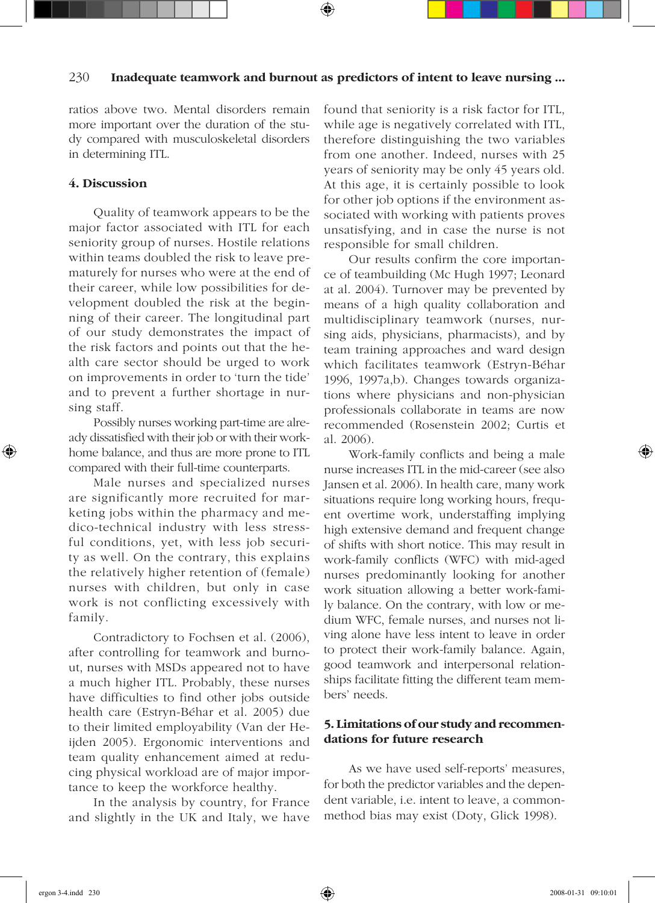ratios above two. Mental disorders remain more important over the duration of the study compared with musculoskeletal disorders in determining ITL.

## 4. Discussion

Quality of teamwork appears to be the major factor associated with ITL for each seniority group of nurses. Hostile relations within teams doubled the risk to leave prematurely for nurses who were at the end of their career, while low possibilities for development doubled the risk at the beginning of their career. The longitudinal part of our study demonstrates the impact of the risk factors and points out that the health care sector should be urged to work on improvements in order to 'turn the tide' and to prevent a further shortage in nursing staff.

Possibly nurses working part-time are already dissatisfied with their job or with their work-home balance, and thus are more prone to ITL compared with their full-time counterparts.

Male nurses and specialized nurses are significantly more recruited for marketing jobs within the pharmacy and medico-technical industry with less stressful conditions, yet, with less job security as well. On the contrary, this explains the relatively higher retention of (female) nurses with children, but only in case work is not conflicting excessively with family.

Contradictory to Fochsen et al. (2006), after controlling for teamwork and burnout, nurses with MSDs appeared not to have a much higher ITL. Probably, these nurses have difficulties to find other jobs outside health care (Estryn-Béhar et al. 2005) due to their limited employability (Van der Heijden 2005). Ergonomic interventions and team quality enhancement aimed at reducing physical workload are of major importance to keep the workforce healthy.

In the analysis by country, for France and slightly in the UK and Italy, we have found that seniority is a risk factor for ITL, while age is negatively correlated with ITL, therefore distinguishing the two variables from one another. Indeed, nurses with 25 years of seniority may be only 45 years old. At this age, it is certainly possible to look for other job options if the environment associated with working with patients proves unsatisfying, and in case the nurse is not responsible for small children.

Our results confirm the core importance of teambuilding (Mc Hugh 1997; Leonard at al. 2004). Turnover may be prevented by means of a high quality collaboration and multidisciplinary teamwork (nurses, nursing aids, physicians, pharmacists), and by team training approaches and ward design which facilitates teamwork (Estryn-Béhar 1996, 1997a,b). Changes towards organizations where physicians and non-physician professionals collaborate in teams are now recommended (Rosenstein 2002; Curtis et al. 2006).

Work-family conflicts and being a male nurse increases ITL in the mid-career (see also Jansen et al. 2006). In health care, many work situations require long working hours, frequent overtime work, understaffing implying high extensive demand and frequent change of shifts with short notice. This may result in work-family conflicts (WFC) with mid-aged nurses predominantly looking for another work situation allowing a better work-family balance. On the contrary, with low or medium WFC, female nurses, and nurses not living alone have less intent to leave in order to protect their work-family balance. Again, good teamwork and interpersonal relationships facilitate fitting the different team members' needs.

## 5. Limitations of our study and recommendations for future research

As we have used self-reports' measures, for both the predictor variables and the dependent variable, i.e. intent to leave, a common-method bias may exist (Doty, Glick 1998).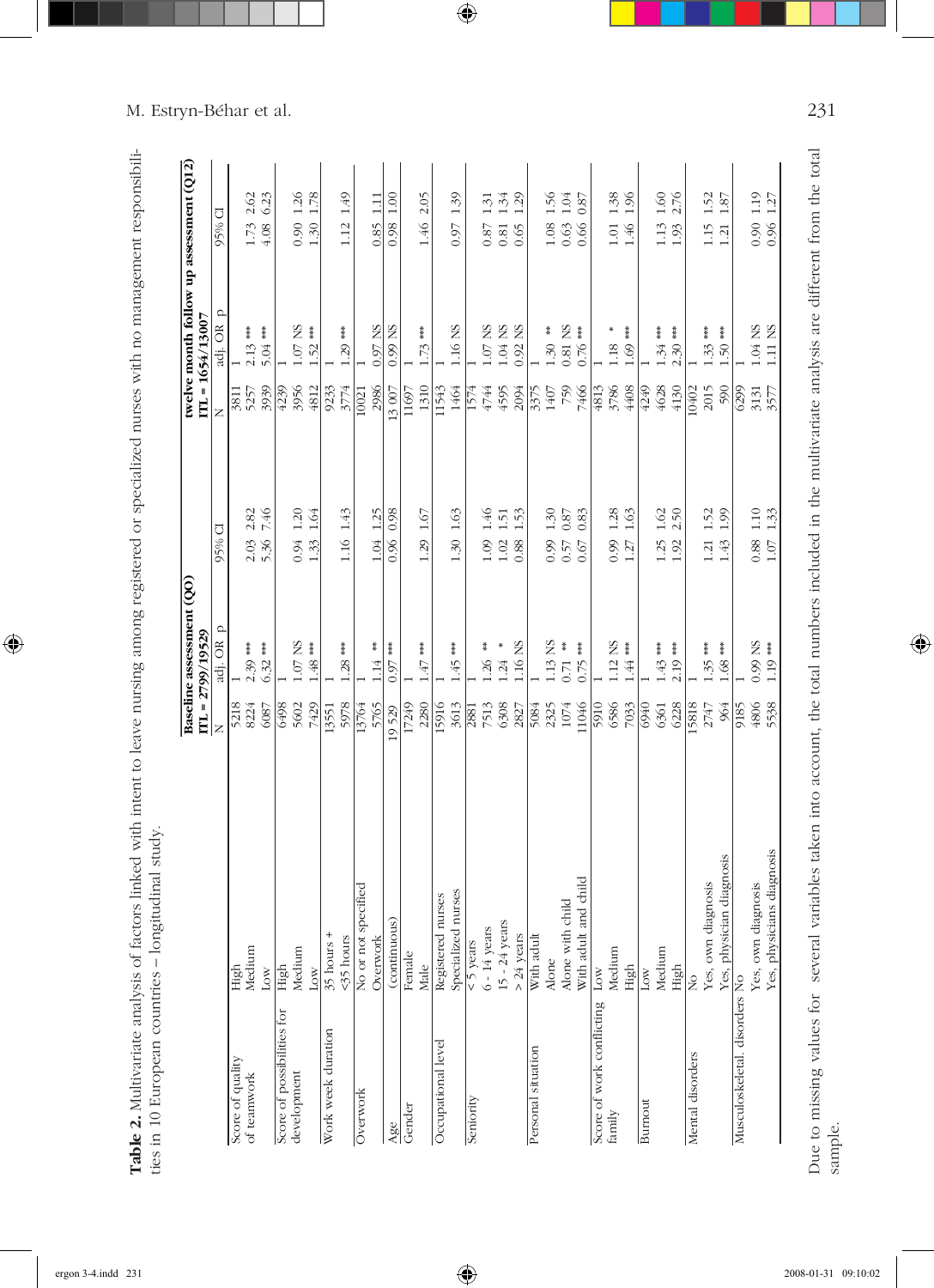**Table 2.** Multivariate analysis of factors linked with intent to leave nursing among registered or specialized nurses with no management responsibilities in 10 European countries – longitudinal study.

| | | Baseline assessment (QO) ITL = 2799/19529 | | | | twelve month follow up assessment (Q12) ITL = 1654/13007 | | | |
|---|---|---|---|---|---|---|---|---|---|
| | | N | adj. OR | p | 95% CI | N | adj. OR | p | 95% CI |
| Score of quality of teamwork | High | 5218 | 1 | | | 3811 | 1 | | |
| | Medium | 8224 | 2.39 | *** | 2.03 2.82 | 5257 | 2.13 | *** | 1.73 2.62 |
| | Low | 6087 | 6.32 | *** | 5.36 7.46 | 3939 | 5.04 | *** | 4.08 6.23 |
| Score of possibilities for development | High | 6498 | 1 | | | 4239 | 1 | | |
| | Medium | 5602 | 1.07 | NS | 0.94 1.20 | 3956 | 1.07 | NS | 0.90 1.26 |
| | Low | 7429 | 1.48 | *** | 1.33 1.64 | 4812 | 1.52 | *** | 1.30 1.78 |
| Work week duration | 35 hours + | 13551 | 1 | | | 9233 | 1 | | |
| | <35 hours | 5978 | 1.28 | *** | 1.16 1.43 | 3774 | 1.29 | *** | 1.12 1.49 |
| Overwork | No or not specified | 13764 | 1 | | | 10021 | 1 | | |
| | Overwork | 5765 | 1.14 | ** | 1.04 1.25 | 2986 | 0.97 | NS | 0.85 1.11 |
| Age | (continuous) | 19 529 | 0.97 | *** | 0.96 0.98 | 13 007 | 0.99 | NS | 0.98 1.00 |
| Gender | Female | 17249 | 1 | | | 11697 | 1 | | |
| | Male | 2280 | 1.47 | *** | 1.29 1.67 | 1310 | 1.73 | *** | 1.46 2.05 |
| Occupational level | Registered nurses | 15916 | 1 | | | 11543 | 1 | | |
| | Specialized nurses | 3613 | 1.45 | *** | 1.30 1.63 | 1464 | 1.16 | NS | 0.97 1.39 |
| Seniority | < 5 years | 2881 | 1 | | | 1574 | 1 | | |
| | 6 - 14 years | 7513 | 1.26 | ** | 1.09 1.46 | 4744 | 1.07 | NS | 0.87 1.31 |
| | 15 - 24 years | 6308 | 1.24 | * | 1.02 1.51 | 4595 | 1.04 | NS | 0.81 1.34 |
| | > 24 years | 2827 | 1.16 | NS | 0.88 1.53 | 2094 | 0.92 | NS | 0.65 1.29 |
| Personal situation | With adult | 5084 | 1 | | | 3375 | 1 | | |
| | Alone | 2325 | 1.13 | NS | 0.99 1.30 | 1407 | 1.30 | ** | 1.08 1.56 |
| | Alone with child | 1074 | 0.71 | ** | 0.57 0.87 | 759 | 0.81 | NS | 0.63 1.04 |
| | With adult and child | 11046 | 0.75 | *** | 0.67 0.83 | 7466 | 0.76 | *** | 0.66 0.87 |
| Score of work conflicting family | Low | 5910 | 1 | | | 4813 | 1 | | |
| | Medium | 6586 | 1.12 | NS | 0.99 1.28 | 3786 | 1.18 | * | 1.01 1.38 |
| | High | 7033 | 1.44 | *** | 1.27 1.63 | 4408 | 1.69 | *** | 1.46 1.96 |
| Burnout | Low | 6940 | 1 | | | 4249 | 1 | | |
| | Medium | 6361 | 1.43 | *** | 1.25 1.62 | 4628 | 1.34 | *** | 1.13 1.60 |
| | High | 6228 | 2.19 | *** | 1.92 2.50 | 4130 | 2.30 | *** | 1.93 2.76 |
| Mental disorders | No | 15818 | 1 | | | 10402 | 1 | | |
| | Yes, own diagnosis | 2747 | 1.35 | *** | 1.21 1.52 | 2015 | 1.33 | *** | 1.15 1.52 |
| | Yes, physician diagnosis | 964 | 1.68 | *** | 1.43 1.99 | 590 | 1.50 | *** | 1.21 1.87 |
| Musculoskeletal. disorders | No | 9185 | 1 | | | 6299 | 1 | | |
| | Yes, own diagnosis | 4806 | 0.99 | NS | 0.88 1.10 | 3131 | 1.04 | NS | 0.90 1.19 |
| | Yes, physicians diagnosis | 5538 | 1.19 | *** | 1.07 1.33 | 3577 | 1.11 | NS | 0.96 1.27 |

Due to missing values for several variables taken into account, the total numbers included in the multivariate analysis are different from the total sample.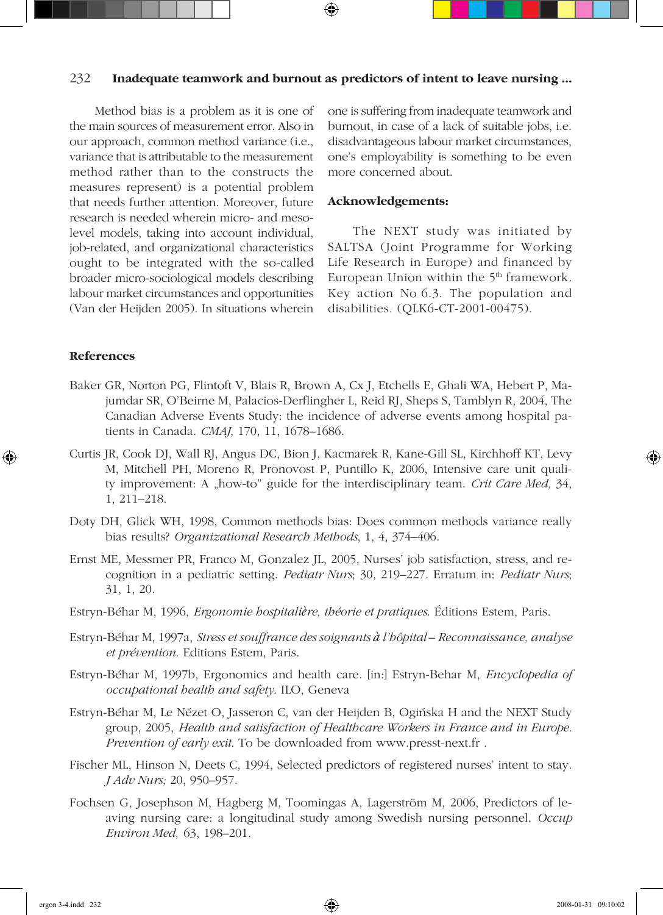Method bias is a problem as it is one of the main sources of measurement error. Also in our approach, common method variance (i.e., variance that is attributable to the measurement method rather than to the constructs the measures represent) is a potential problem that needs further attention. Moreover, future research is needed wherein micro- and meso-level models, taking into account individual, job-related, and organizational characteristics ought to be integrated with the so-called broader micro-sociological models describing labour market circumstances and opportunities (Van der Heijden 2005). In situations wherein one is suffering from inadequate teamwork and burnout, in case of a lack of suitable jobs, i.e. disadvantageous labour market circumstances, one's employability is something to be even more concerned about.

## Acknowledgements:

The NEXT study was initiated by SALTSA (Joint Programme for Working Life Research in Europe) and financed by European Union within the 5th framework. Key action No 6.3. The population and disabilities. (QLK6-CT-2001-00475).

## References

Baker GR, Norton PG, Flintoft V, Blais R, Brown A, Cx J, Etchells E, Ghali WA, Hebert P, Majumdar SR, O'Beirne M, Palacios-Derflingher L, Reid RJ, Sheps S, Tamblyn R, 2004, The Canadian Adverse Events Study: the incidence of adverse events among hospital patients in Canada. *CMAJ,* 170, 11, 1678–1686.

Curtis JR, Cook DJ, Wall RJ, Angus DC, Bion J, Kacmarek R, Kane-Gill SL, Kirchhoff KT, Levy M, Mitchell PH, Moreno R, Pronovost P, Puntillo K, 2006, Intensive care unit quality improvement: A „how-to" guide for the interdisciplinary team. *Crit Care Med,* 34, 1, 211–218.

Doty DH, Glick WH, 1998, Common methods bias: Does common methods variance really bias results? *Organizational Research Methods*, 1, 4, 374–406.

Ernst ME, Messmer PR, Franco M, Gonzalez JL, 2005, Nurses' job satisfaction, stress, and recognition in a pediatric setting. *Pediatr Nurs*; 30, 219–227. Erratum in: *Pediatr Nurs*; 31, 1, 20.

Estryn-Béhar M, 1996, *Ergonomie hospitalière, théorie et pratiques*. Éditions Estem, Paris.

Estryn-Béhar M, 1997a, *Stress et souffrance des soignants à l'hôpital – Reconnaissance, analyse et prévention*. Editions Estem, Paris.

Estryn-Béhar M, 1997b, Ergonomics and health care. [in:] Estryn-Behar M, *Encyclopedia of occupational health and safety*. ILO, Geneva

Estryn-Béhar M, Le Nézet O, Jasseron C, van der Heijden B, Ogińska H and the NEXT Study group, 2005, *Health and satisfaction of Healthcare Workers in France and in Europe. Prevention of early exit.* To be downloaded from www.presst-next.fr .

Fischer ML, Hinson N, Deets C, 1994, Selected predictors of registered nurses' intent to stay. *J Adv Nurs;* 20, 950–957.

Fochsen G, Josephson M, Hagberg M, Toomingas A, Lagerström M, 2006, Predictors of leaving nursing care: a longitudinal study among Swedish nursing personnel. *Occup Environ Med,* 63, 198–201.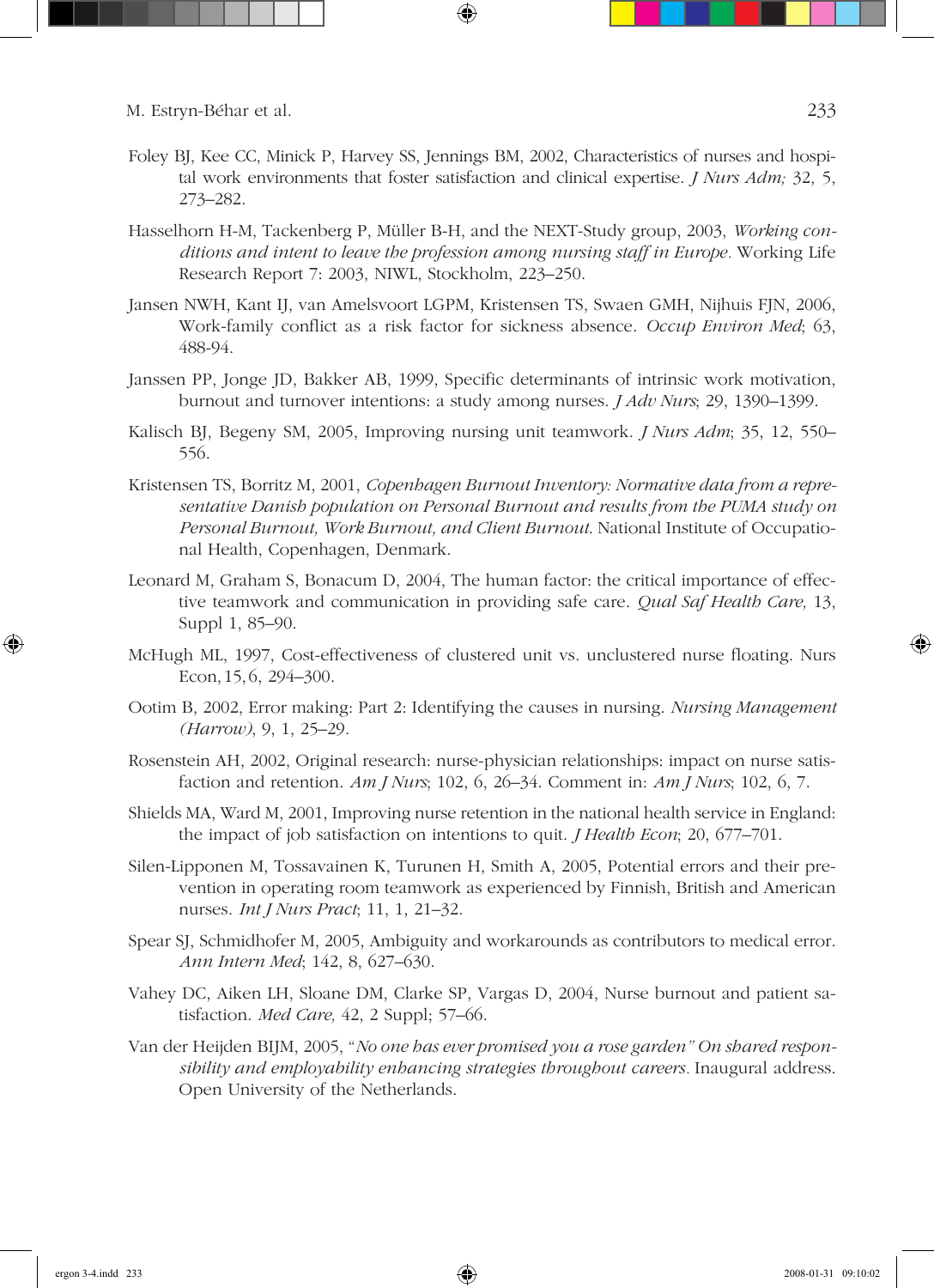Foley BJ, Kee CC, Minick P, Harvey SS, Jennings BM, 2002, Characteristics of nurses and hospital work environments that foster satisfaction and clinical expertise. *J Nurs Adm;* 32, 5, 273–282.

Hasselhorn H-M, Tackenberg P, Müller B-H, and the NEXT-Study group, 2003, *Working conditions and intent to leave the profession among nursing staff in Europe.* Working Life Research Report 7: 2003, NIWL, Stockholm, 223–250.

Jansen NWH, Kant IJ, van Amelsvoort LGPM, Kristensen TS, Swaen GMH, Nijhuis FJN, 2006, Work-family conflict as a risk factor for sickness absence. *Occup Environ Med*; 63, 488-94.

Janssen PP, Jonge JD, Bakker AB, 1999, Specific determinants of intrinsic work motivation, burnout and turnover intentions: a study among nurses. *J Adv Nurs*; 29, 1390–1399.

Kalisch BJ, Begeny SM, 2005, Improving nursing unit teamwork. *J Nurs Adm*; 35, 12, 550–556.

Kristensen TS, Borritz M, 2001, *Copenhagen Burnout Inventory: Normative data from a representative Danish population on Personal Burnout and results from the PUMA study on Personal Burnout, Work Burnout, and Client Burnout.* National Institute of Occupational Health, Copenhagen, Denmark.

Leonard M, Graham S, Bonacum D, 2004, The human factor: the critical importance of effective teamwork and communication in providing safe care. *Qual Saf Health Care,* 13, Suppl 1, 85–90.

McHugh ML, 1997, Cost-effectiveness of clustered unit vs. unclustered nurse floating. Nurs Econ, 15, 6, 294–300.

Ootim B, 2002, Error making: Part 2: Identifying the causes in nursing. *Nursing Management (Harrow)*, 9, 1, 25–29.

Rosenstein AH, 2002, Original research: nurse-physician relationships: impact on nurse satisfaction and retention. *Am J Nurs*; 102, 6, 26–34. Comment in: *Am J Nurs*; 102, 6, 7.

Shields MA, Ward M, 2001, Improving nurse retention in the national health service in England: the impact of job satisfaction on intentions to quit. *J Health Econ*; 20, 677–701.

Silen-Lipponen M, Tossavainen K, Turunen H, Smith A, 2005, Potential errors and their prevention in operating room teamwork as experienced by Finnish, British and American nurses. *Int J Nurs Pract*; 11, 1, 21–32.

Spear SJ, Schmidhofer M, 2005, Ambiguity and workarounds as contributors to medical error. *Ann Intern Med*; 142, 8, 627–630.

Vahey DC, Aiken LH, Sloane DM, Clarke SP, Vargas D, 2004, Nurse burnout and patient satisfaction. *Med Care,* 42, 2 Suppl; 57–66.

Van der Heijden BIJM, 2005, "*No one has ever promised you a rose garden" On shared responsibility and employability enhancing strategies throughout careers.* Inaugural address. Open University of the Netherlands.